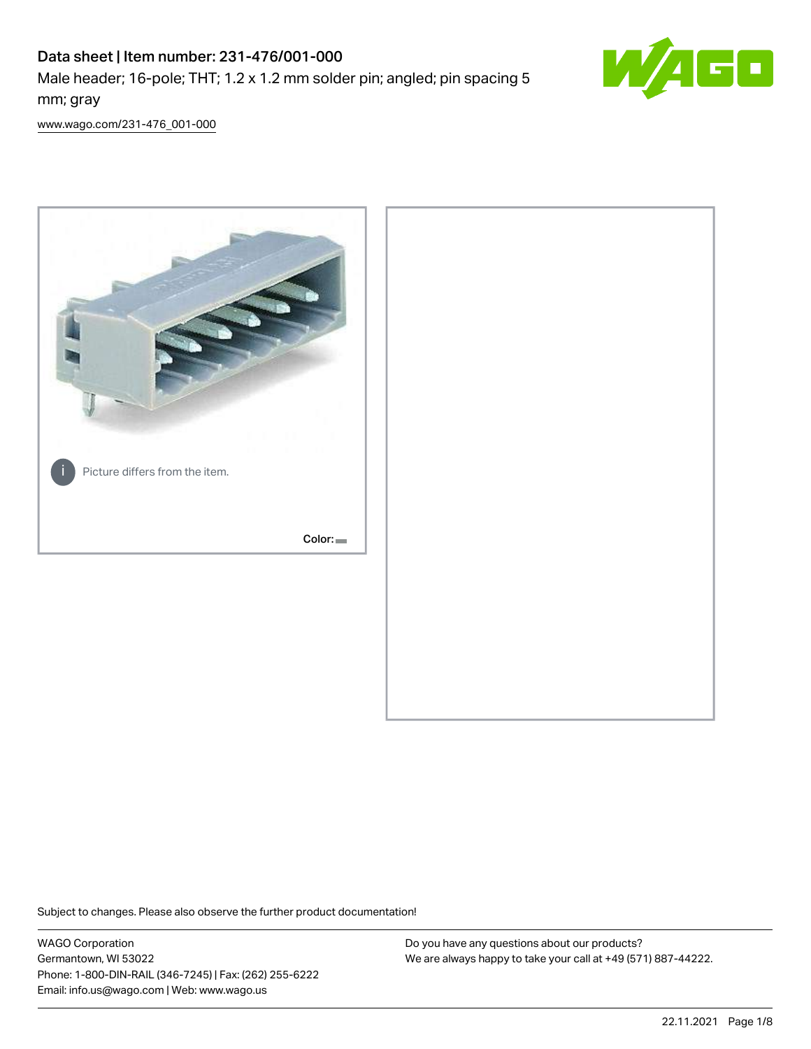# Data sheet | Item number: 231-476/001-000

Male header; 16-pole; THT; 1.2 x 1.2 mm solder pin; angled; pin spacing 5 mm; gray

[www.wago.com/231-476_001-000](http://www.wago.com/231-476_001-000)

Picture differs from the item.

Color:

Subject to changes. Please also observe the further product documentation!

WAGO Corporation
Germantown, WI 53022
Phone: 1-800-DIN-RAIL (346-7245) | Fax: (262) 255-6222
Email: info.us@wago.com | Web: www.wago.us

Do you have any questions about our products?
We are always happy to take your call at +49 (571) 887-44222.

22.11.2021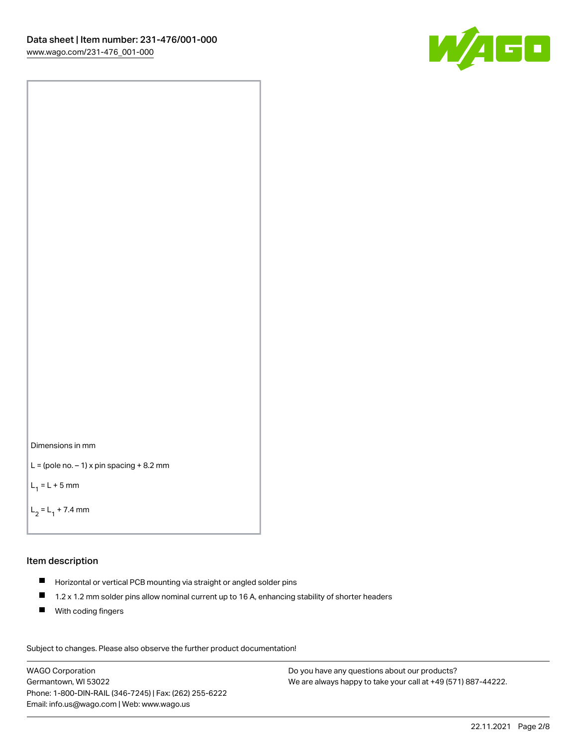Dimensions in mm

L = (pole no. − 1) x pin spacing + 8.2 mm

$L_1$ = L + 5 mm

$L_2$ = $L_1$ + 7.4 mm

## Item description

- Horizontal or vertical PCB mounting via straight or angled solder pins
- 1.2 x 1.2 mm solder pins allow nominal current up to 16 A, enhancing stability of shorter headers
- With coding fingers

Subject to changes. Please also observe the further product documentation!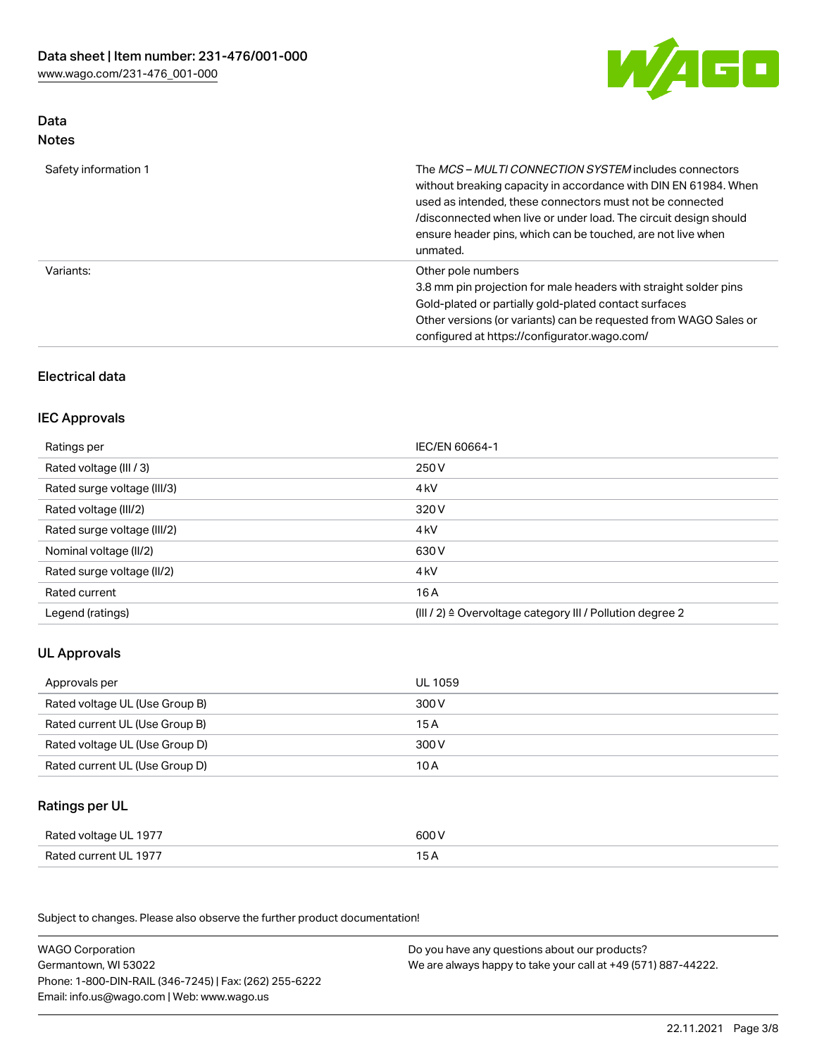## Data
### Notes

| | |
|---|---|
| Safety information 1 | The *MCS – MULTI CONNECTION SYSTEM* includes connectors without breaking capacity in accordance with DIN EN 61984. When used as intended, these connectors must not be connected /disconnected when live or under load. The circuit design should ensure header pins, which can be touched, are not live when unmated. |
| Variants: | Other pole numbers<br>3.8 mm pin projection for male headers with straight solder pins<br>Gold-plated or partially gold-plated contact surfaces<br>Other versions (or variants) can be requested from WAGO Sales or configured at https://configurator.wago.com/ |

## Electrical data

### IEC Approvals

| | |
|---|---|
| Ratings per | IEC/EN 60664-1 |
| Rated voltage (III / 3) | 250 V |
| Rated surge voltage (III/3) | 4 kV |
| Rated voltage (III/2) | 320 V |
| Rated surge voltage (III/2) | 4 kV |
| Nominal voltage (II/2) | 630 V |
| Rated surge voltage (II/2) | 4 kV |
| Rated current | 16 A |
| Legend (ratings) | (III / 2) ≙ Overvoltage category III / Pollution degree 2 |

### UL Approvals

| | |
|---|---|
| Approvals per | UL 1059 |
| Rated voltage UL (Use Group B) | 300 V |
| Rated current UL (Use Group B) | 15 A |
| Rated voltage UL (Use Group D) | 300 V |
| Rated current UL (Use Group D) | 10 A |

### Ratings per UL

| | |
|---|---|
| Rated voltage UL 1977 | 600 V |
| Rated current UL 1977 | 15 A |

Subject to changes. Please also observe the further product documentation!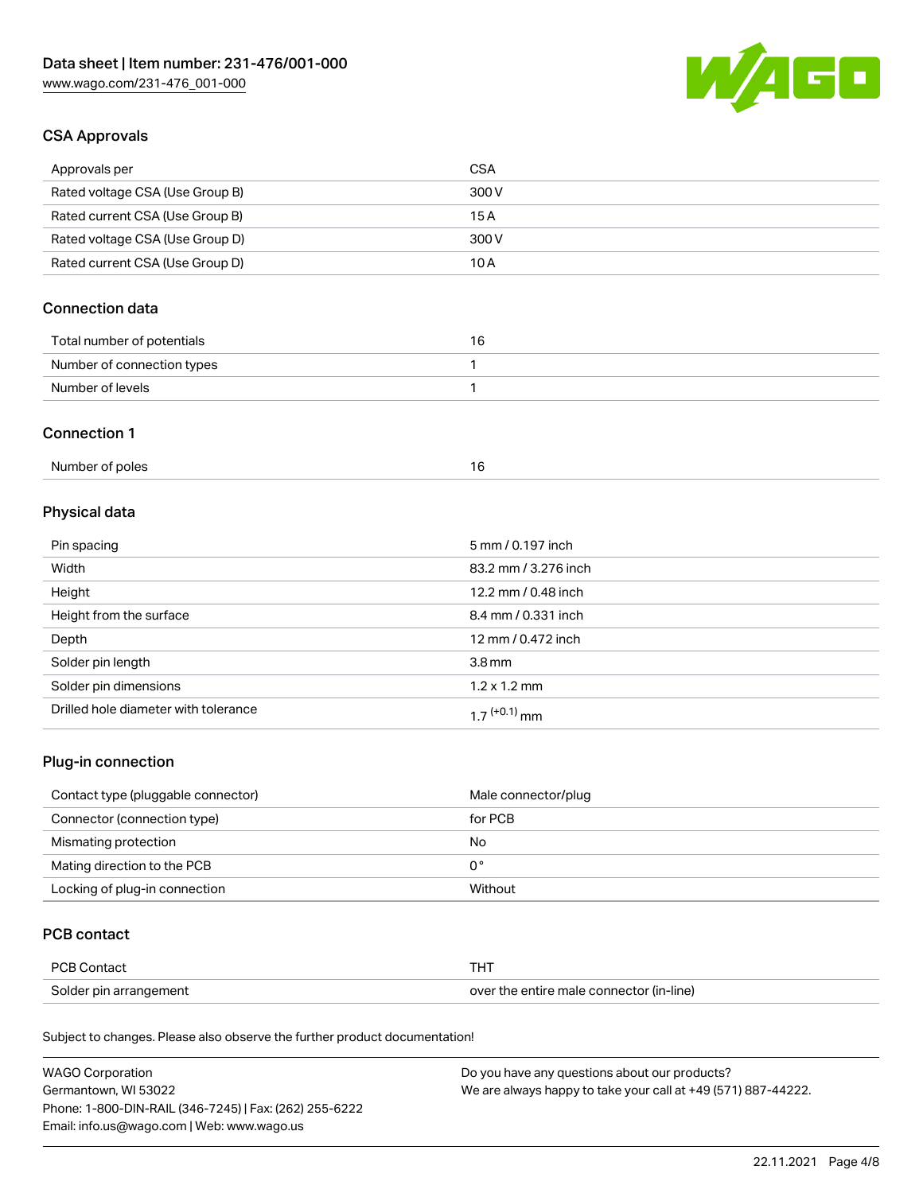## CSA Approvals

| Approvals per | CSA |
| --- | --- |
| Rated voltage CSA (Use Group B) | 300 V |
| Rated current CSA (Use Group B) | 15 A |
| Rated voltage CSA (Use Group D) | 300 V |
| Rated current CSA (Use Group D) | 10 A |

## Connection data

| Total number of potentials | 16 |
| --- | --- |
| Number of connection types | 1 |
| Number of levels | 1 |

## Connection 1

| Number of poles | 16 |
| --- | --- |

## Physical data

| Pin spacing | 5 mm / 0.197 inch |
| --- | --- |
| Width | 83.2 mm / 3.276 inch |
| Height | 12.2 mm / 0.48 inch |
| Height from the surface | 8.4 mm / 0.331 inch |
| Depth | 12 mm / 0.472 inch |
| Solder pin length | 3.8 mm |
| Solder pin dimensions | 1.2 x 1.2 mm |
| Drilled hole diameter with tolerance | $1.7^{(+0.1)}$ mm |

## Plug-in connection

| Contact type (pluggable connector) | Male connector/plug |
| --- | --- |
| Connector (connection type) | for PCB |
| Mismating protection | No |
| Mating direction to the PCB | 0 ° |
| Locking of plug-in connection | Without |

## PCB contact

| PCB Contact | THT |
| --- | --- |
| Solder pin arrangement | over the entire male connector (in-line) |

Subject to changes. Please also observe the further product documentation!

WAGO Corporation
Germantown, WI 53022
Phone: 1-800-DIN-RAIL (346-7245) | Fax: (262) 255-6222
Email: info.us@wago.com | Web: www.wago.us

Do you have any questions about our products?
We are always happy to take your call at +49 (571) 887-44222.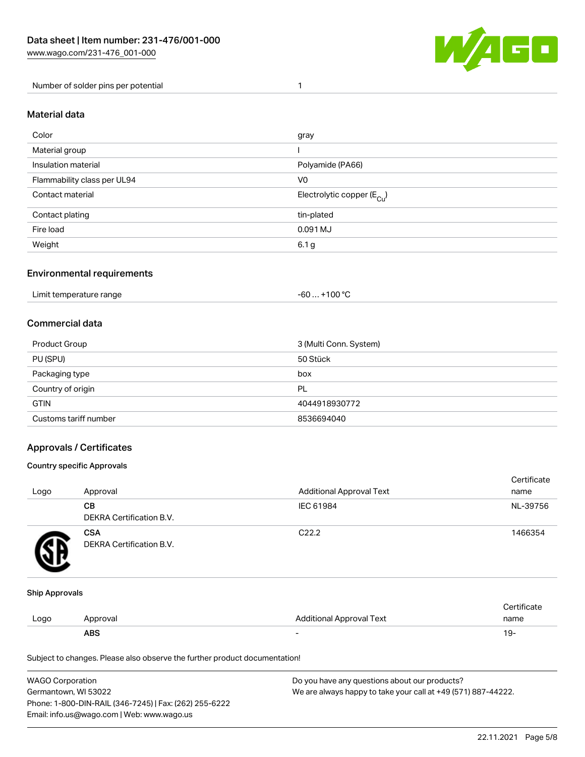| Number of solder pins per potential | 1 |
| --- | --- |

## Material data

| Color | gray |
| --- | --- |
| Material group | I |
| Insulation material | Polyamide (PA66) |
| Flammability class per UL94 | V0 |
| Contact material | Electrolytic copper ($E_{Cu}$) |
| Contact plating | tin-plated |
| Fire load | 0.091 MJ |
| Weight | 6.1 g |

## Environmental requirements

| Limit temperature range | -60 … +100 °C |
| --- | --- |

## Commercial data

| Product Group | 3 (Multi Conn. System) |
| --- | --- |
| PU (SPU) | 50 Stück |
| Packaging type | box |
| Country of origin | PL |
| GTIN | 4044918930772 |
| Customs tariff number | 8536694040 |

## Approvals / Certificates

### Country specific Approvals

| Logo | Approval | Additional Approval Text | Certificate name |
| --- | --- | --- | --- |
| | **CB** DEKRA Certification B.V. | IEC 61984 | NL-39756 |
| | **CSA** DEKRA Certification B.V. | C22.2 | 1466354 |

### Ship Approvals

| Logo | Approval | Additional Approval Text | Certificate name |
| --- | --- | --- | --- |
| | **ABS** | - | 19- |

Subject to changes. Please also observe the further product documentation!

WAGO Corporation
Germantown, WI 53022
Phone: 1-800-DIN-RAIL (346-7245) | Fax: (262) 255-6222
Email: info.us@wago.com | Web: www.wago.us

Do you have any questions about our products?
We are always happy to take your call at +49 (571) 887-44222.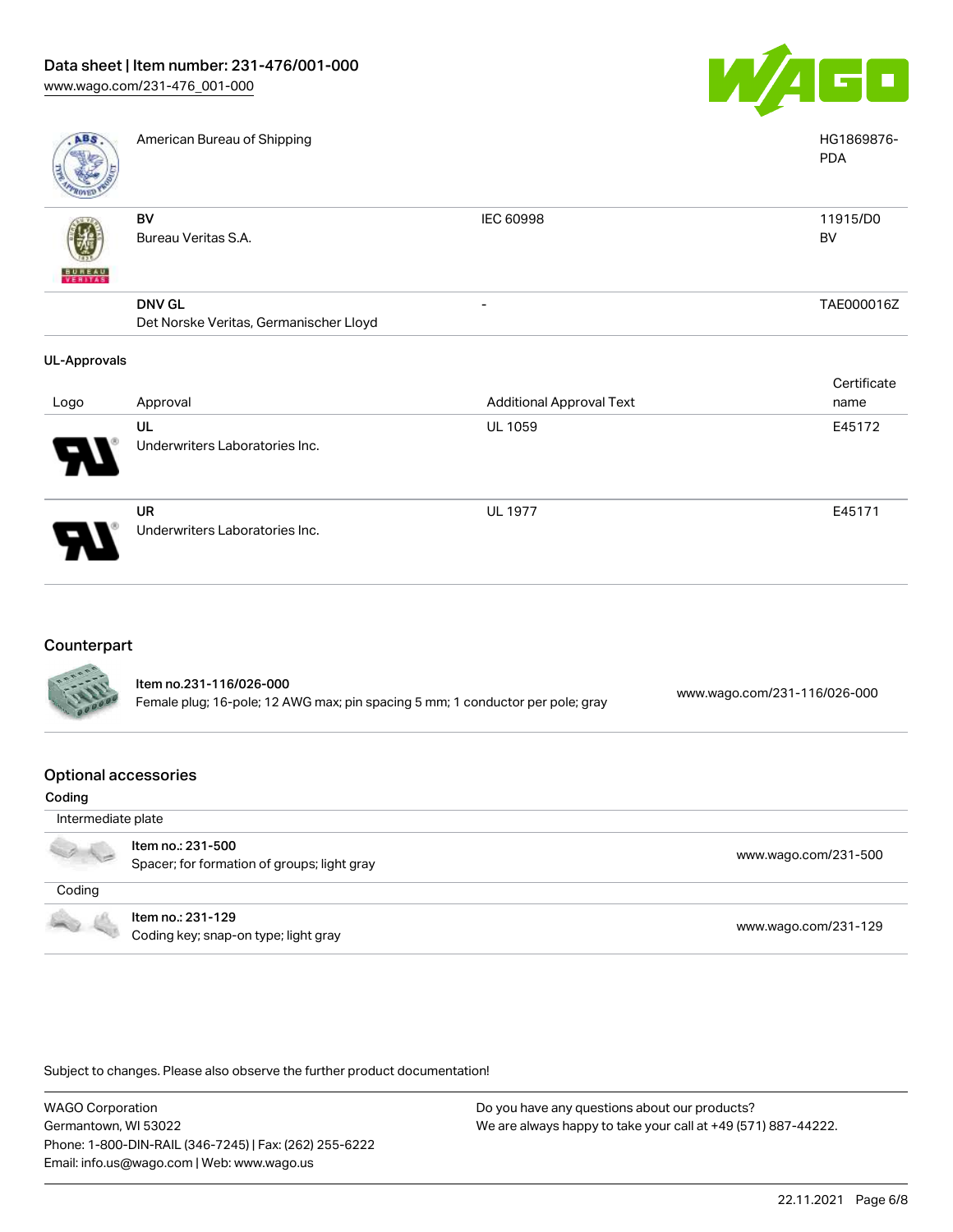| | | | |
|---|---|---|---|
| | American Bureau of Shipping | | HG1869876-PDA |
| | BV<br>Bureau Veritas S.A. | IEC 60998 | 11915/D0<br>BV |
| | DNV GL<br>Det Norske Veritas, Germanischer Lloyd | - | TAE000016Z |

### UL-Approvals

| Logo | Approval | Additional Approval Text | Certificate name |
|---|---|---|---|
| | UL<br>Underwriters Laboratories Inc. | UL 1059 | E45172 |
| | UR<br>Underwriters Laboratories Inc. | UL 1977 | E45171 |

## Counterpart

| | | |
|---|---|---|
| | **Item no.231-116/026-000**<br>Female plug; 16-pole; 12 AWG max; pin spacing 5 mm; 1 conductor per pole; gray | www.wago.com/231-116/026-000 |

## Optional accessories

### Coding

| | | |
|---|---|---|
| Intermediate plate | | |
| | Item no.: 231-500<br>Spacer; for formation of groups; light gray | www.wago.com/231-500 |
| Coding | | |
| | Item no.: 231-129<br>Coding key; snap-on type; light gray | www.wago.com/231-129 |

Subject to changes. Please also observe the further product documentation!

WAGO Corporation
Germantown, WI 53022
Phone: 1-800-DIN-RAIL (346-7245) | Fax: (262) 255-6222
Email: info.us@wago.com | Web: www.wago.us

Do you have any questions about our products?
We are always happy to take your call at +49 (571) 887-44222.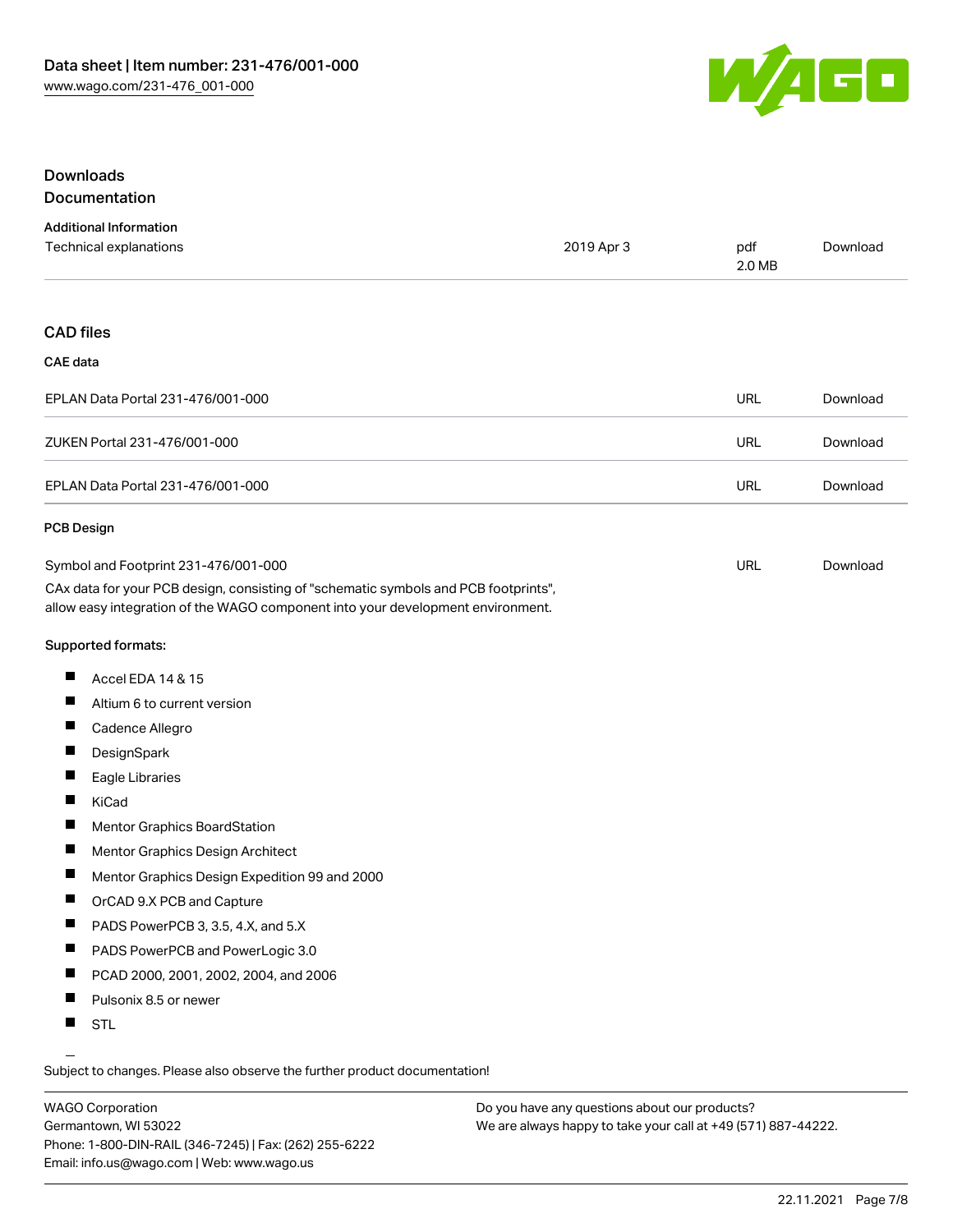## Downloads

### Documentation

#### Additional Information

| | | | |
|---|---|---|---|
| Technical explanations | 2019 Apr 3 | pdf 2.0 MB | Download |

### CAD files

#### CAE data

| | | |
|---|---|---|
| EPLAN Data Portal 231-476/001-000 | URL | Download |
| ZUKEN Portal 231-476/001-000 | URL | Download |
| EPLAN Data Portal 231-476/001-000 | URL | Download |

#### PCB Design

| | | |
|---|---|---|
| Symbol and Footprint 231-476/001-000 | URL | Download |

CAx data for your PCB design, consisting of "schematic symbols and PCB footprints", allow easy integration of the WAGO component into your development environment.

**Supported formats:**

- Accel EDA 14 & 15
- Altium 6 to current version
- Cadence Allegro
- DesignSpark
- Eagle Libraries
- KiCad
- Mentor Graphics BoardStation
- Mentor Graphics Design Architect
- Mentor Graphics Design Expedition 99 and 2000
- OrCAD 9.X PCB and Capture
- PADS PowerPCB 3, 3.5, 4.X, and 5.X
- PADS PowerPCB and PowerLogic 3.0
- PCAD 2000, 2001, 2002, 2004, and 2006
- Pulsonix 8.5 or newer
- STL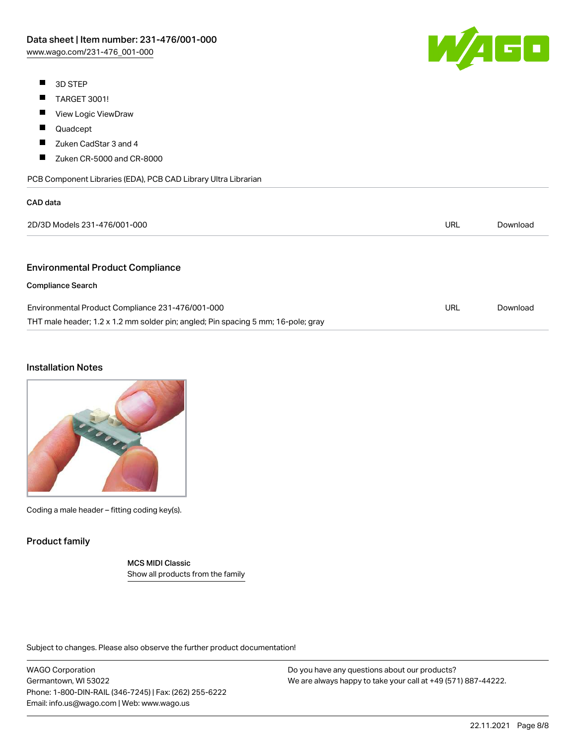- 3D STEP
- TARGET 3001!
- View Logic ViewDraw
- Quadcept
- Zuken CadStar 3 and 4
- Zuken CR-5000 and CR-8000

PCB Component Libraries (EDA), PCB CAD Library Ultra Librarian

**CAD data**

| | | |
|---|---|---|
| 2D/3D Models 231-476/001-000 | URL | Download |

## Environmental Product Compliance

**Compliance Search**

| | | |
|---|---|---|
| Environmental Product Compliance 231-476/001-000<br>THT male header; 1.2 x 1.2 mm solder pin; angled; Pin spacing 5 mm; 16-pole; gray | URL | Download |

## Installation Notes

Coding a male header – fitting coding key(s).

## Product family

MCS MIDI Classic
Show all products from the family

Subject to changes. Please also observe the further product documentation!

WAGO Corporation
Germantown, WI 53022
Phone: 1-800-DIN-RAIL (346-7245) | Fax: (262) 255-6222
Email: info.us@wago.com | Web: www.wago.us

Do you have any questions about our products?
We are always happy to take your call at +49 (571) 887-44222.